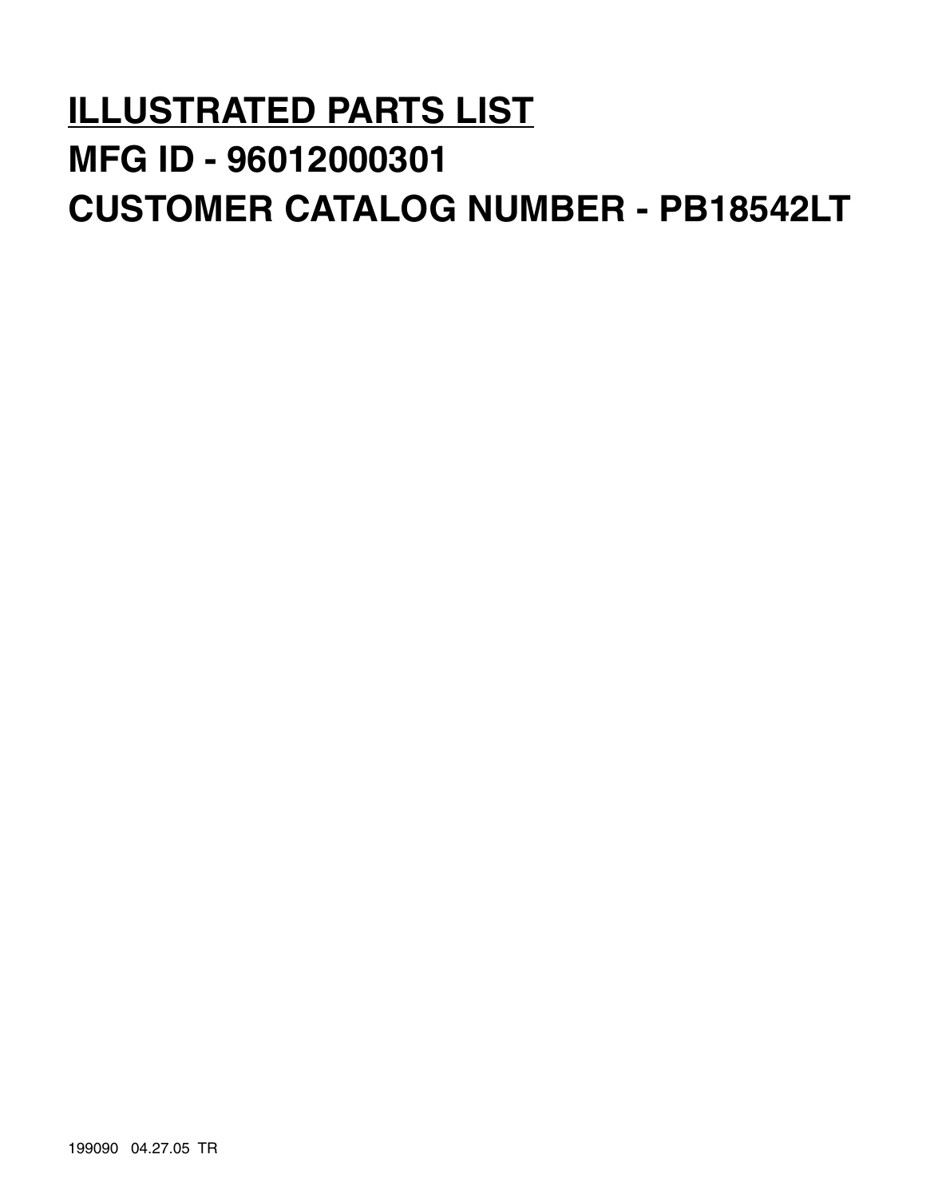# ILLUSTRATED PARTS LIST

# MFG ID - 96012000301

# CUSTOMER CATALOG NUMBER - PB18542LT

199090 04.27.05 TR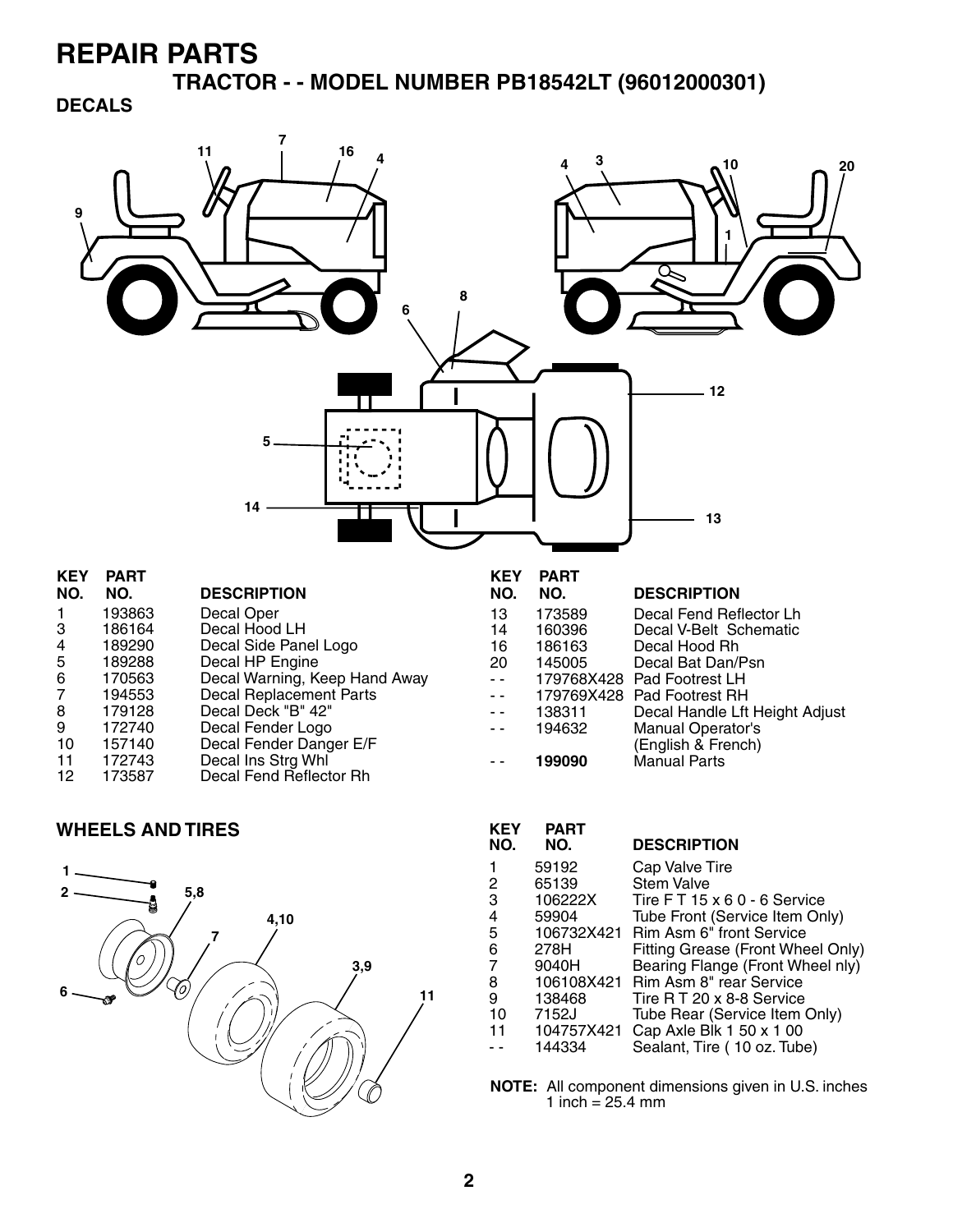# REPAIR PARTS

## TRACTOR - - MODEL NUMBER PB18542LT (96012000301)

### DECALS

| KEY NO. | PART NO. | DESCRIPTION |
|---|---|---|
| 1 | 193863 | Decal Oper |
| 3 | 186164 | Decal Hood LH |
| 4 | 189290 | Decal Side Panel Logo |
| 5 | 189288 | Decal HP Engine |
| 6 | 170563 | Decal Warning, Keep Hand Away |
| 7 | 194553 | Decal Replacement Parts |
| 8 | 179128 | Decal Deck "B" 42" |
| 9 | 172740 | Decal Fender Logo |
| 10 | 157140 | Decal Fender Danger E/F |
| 11 | 172743 | Decal Ins Strg Whl |
| 12 | 173587 | Decal Fend Reflector Rh |
| 13 | 173589 | Decal Fend Reflector Lh |
| 14 | 160396 | Decal V-Belt Schematic |
| 16 | 186163 | Decal Hood Rh |
| 20 | 145005 | Decal Bat Dan/Psn |
| - - | 179768X428 | Pad Footrest LH |
| - - | 179769X428 | Pad Footrest RH |
| - - | 138311 | Decal Handle Lft Height Adjust |
| - - | 194632 | Manual Operator's (English & French) |
| - - | **199090** | Manual Parts |

### WHEELS AND TIRES

| KEY NO. | PART NO. | DESCRIPTION |
|---|---|---|
| 1 | 59192 | Cap Valve Tire |
| 2 | 65139 | Stem Valve |
| 3 | 106222X | Tire F T 15 x 6 0 - 6 Service |
| 4 | 59904 | Tube Front (Service Item Only) |
| 5 | 106732X421 | Rim Asm 6" front Service |
| 6 | 278H | Fitting Grease (Front Wheel Only) |
| 7 | 9040H | Bearing Flange (Front Wheel nly) |
| 8 | 106108X421 | Rim Asm 8" rear Service |
| 9 | 138468 | Tire R T 20 x 8-8 Service |
| 10 | 7152J | Tube Rear (Service Item Only) |
| 11 | 104757X421 | Cap Axle Blk 1 50 x 1 00 |
| - - | 144334 | Sealant, Tire ( 10 oz. Tube) |

**NOTE:** All component dimensions given in U.S. inches
1 inch = 25.4 mm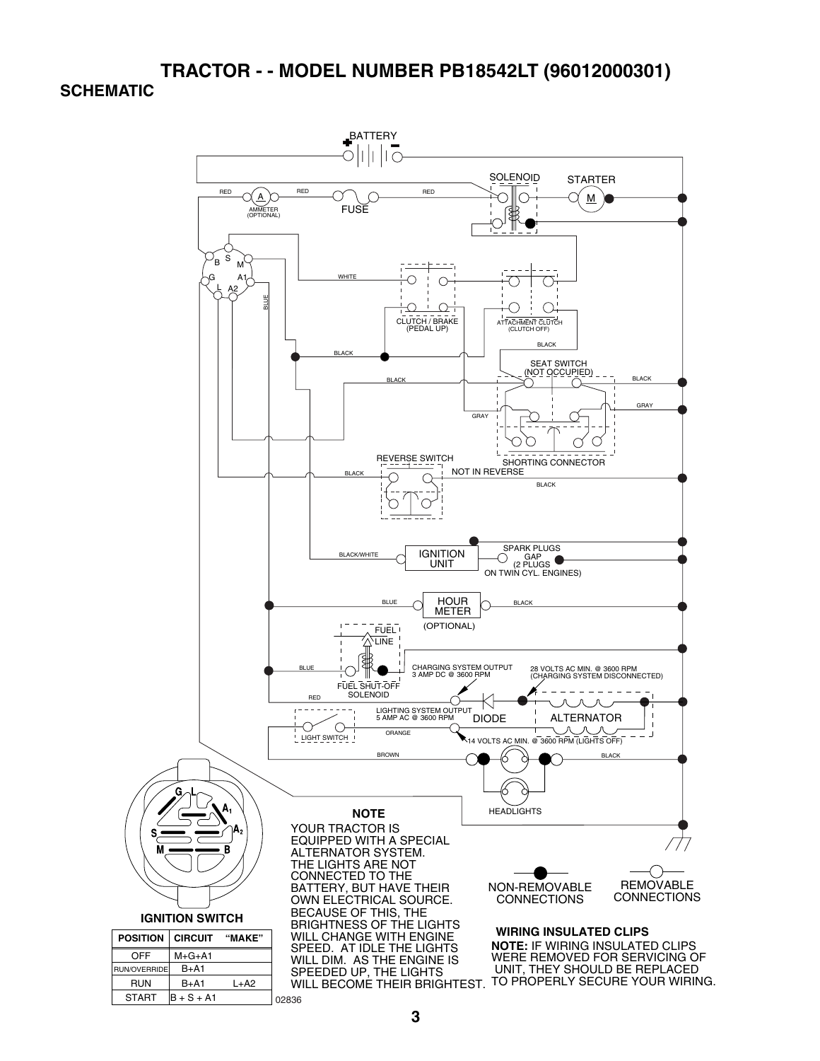# TRACTOR - - MODEL NUMBER PB18542LT (96012000301)

## SCHEMATIC

BATTERY

SOLENOID

STARTER

RED

AMMETER (OPTIONAL)

FUSE

WHITE

BLUE

CLUTCH / BRAKE (PEDAL UP)

ATTACHMENT CLUTCH (CLUTCH OFF)

BLACK

SEAT SWITCH (NOT OCCUPIED)

GRAY

SHORTING CONNECTOR

REVERSE SWITCH

NOT IN REVERSE

BLACK/WHITE

IGNITION UNIT

SPARK PLUGS GAP (2 PLUGS ON TWIN CYL. ENGINES)

HOUR METER (OPTIONAL)

FUEL LINE

FUEL SHUT-OFF SOLENOID

CHARGING SYSTEM OUTPUT 3 AMP DC @ 3600 RPM

28 VOLTS AC MIN. @ 3600 RPM (CHARGING SYSTEM DISCONNECTED)

LIGHTING SYSTEM OUTPUT 5 AMP AC @ 3600 RPM

DIODE

ALTERNATOR

ORANGE

LIGHT SWITCH

14 VOLTS AC MIN. @ 3600 RPM (LIGHTS OFF)

BROWN

HEADLIGHTS

**IGNITION SWITCH**

| POSITION | CIRCUIT | "MAKE" |
|---|---|---|
| OFF | M+G+A1 | |
| RUN/OVERRIDE | B+A1 | |
| RUN | B+A1 | L+A2 |
| START | B + S + A1 | |

02836

**NOTE**

YOUR TRACTOR IS EQUIPPED WITH A SPECIAL ALTERNATOR SYSTEM. THE LIGHTS ARE NOT CONNECTED TO THE BATTERY, BUT HAVE THEIR OWN ELECTRICAL SOURCE. BECAUSE OF THIS, THE BRIGHTNESS OF THE LIGHTS WILL CHANGE WITH ENGINE SPEED. AT IDLE THE LIGHTS WILL DIM. AS THE ENGINE IS SPEEDED UP, THE LIGHTS WILL BECOME THEIR BRIGHTEST.

NON-REMOVABLE CONNECTIONS

REMOVABLE CONNECTIONS

**WIRING INSULATED CLIPS**

**NOTE:** IF WIRING INSULATED CLIPS WERE REMOVED FOR SERVICING OF UNIT, THEY SHOULD BE REPLACED TO PROPERLY SECURE YOUR WIRING.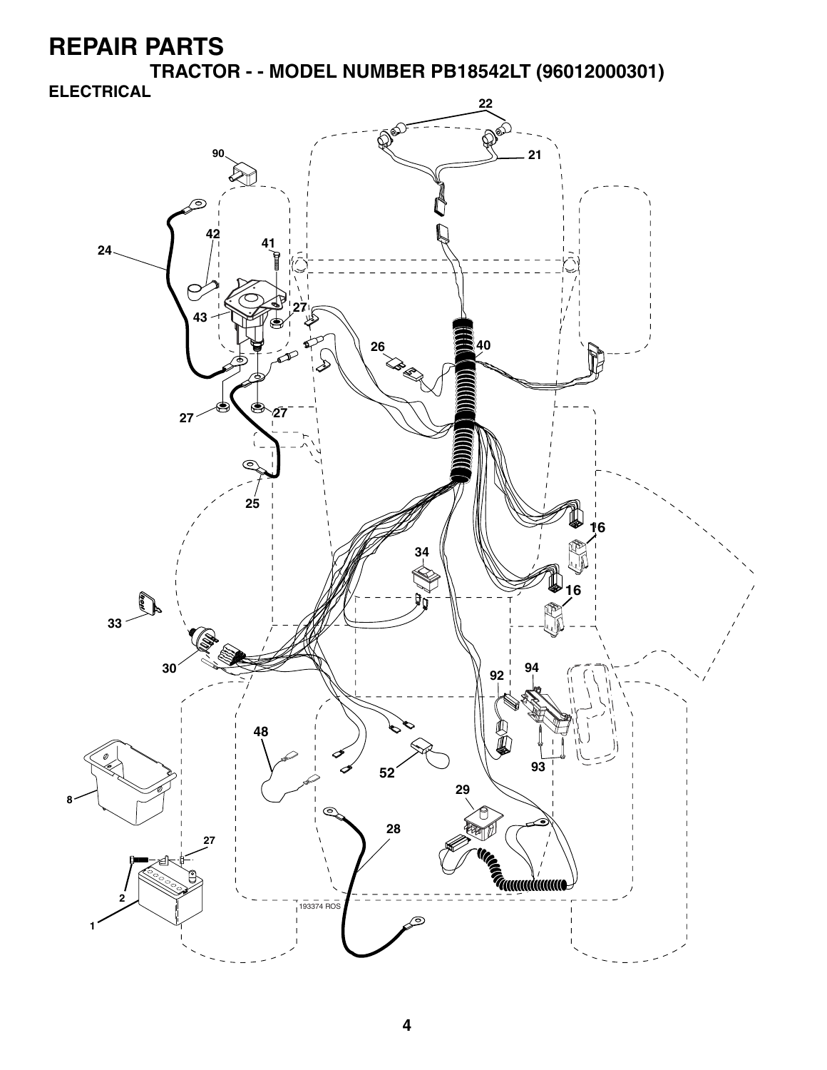# REPAIR PARTS

## TRACTOR - - MODEL NUMBER PB18542LT (96012000301)

### ELECTRICAL

22

90

21

42

41

24

27

43

26

40

27

27

25

16

34

16

33

30

92

94

48

52

93

8

29

28

27

2

1

193374 ROS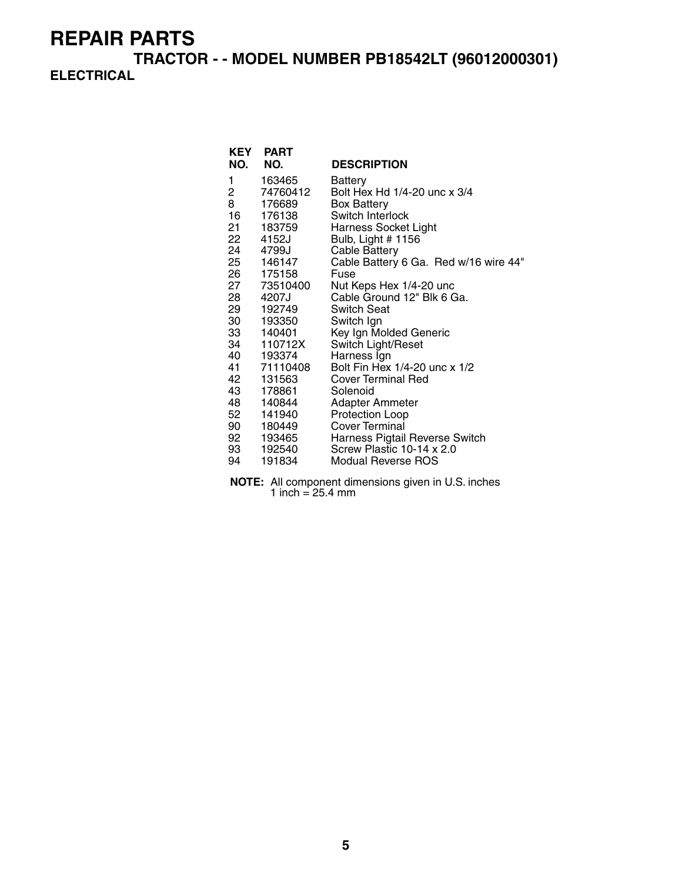# REPAIR PARTS

## TRACTOR - - MODEL NUMBER PB18542LT (96012000301)

### ELECTRICAL

| KEY NO. | PART NO. | DESCRIPTION |
|---|---|---|
| 1 | 163465 | Battery |
| 2 | 74760412 | Bolt Hex Hd 1/4-20 unc x 3/4 |
| 8 | 176689 | Box Battery |
| 16 | 176138 | Switch Interlock |
| 21 | 183759 | Harness Socket Light |
| 22 | 4152J | Bulb, Light # 1156 |
| 24 | 4799J | Cable Battery |
| 25 | 146147 | Cable Battery 6 Ga. Red w/16 wire 44" |
| 26 | 175158 | Fuse |
| 27 | 73510400 | Nut Keps Hex 1/4-20 unc |
| 28 | 4207J | Cable Ground 12" Blk 6 Ga. |
| 29 | 192749 | Switch Seat |
| 30 | 193350 | Switch Ign |
| 33 | 140401 | Key Ign Molded Generic |
| 34 | 110712X | Switch Light/Reset |
| 40 | 193374 | Harness Ign |
| 41 | 71110408 | Bolt Fin Hex 1/4-20 unc x 1/2 |
| 42 | 131563 | Cover Terminal Red |
| 43 | 178861 | Solenoid |
| 48 | 140844 | Adapter Ammeter |
| 52 | 141940 | Protection Loop |
| 90 | 180449 | Cover Terminal |
| 92 | 193465 | Harness Pigtail Reverse Switch |
| 93 | 192540 | Screw Plastic 10-14 x 2.0 |
| 94 | 191834 | Modual Reverse ROS |

**NOTE:** All component dimensions given in U.S. inches
1 inch = 25.4 mm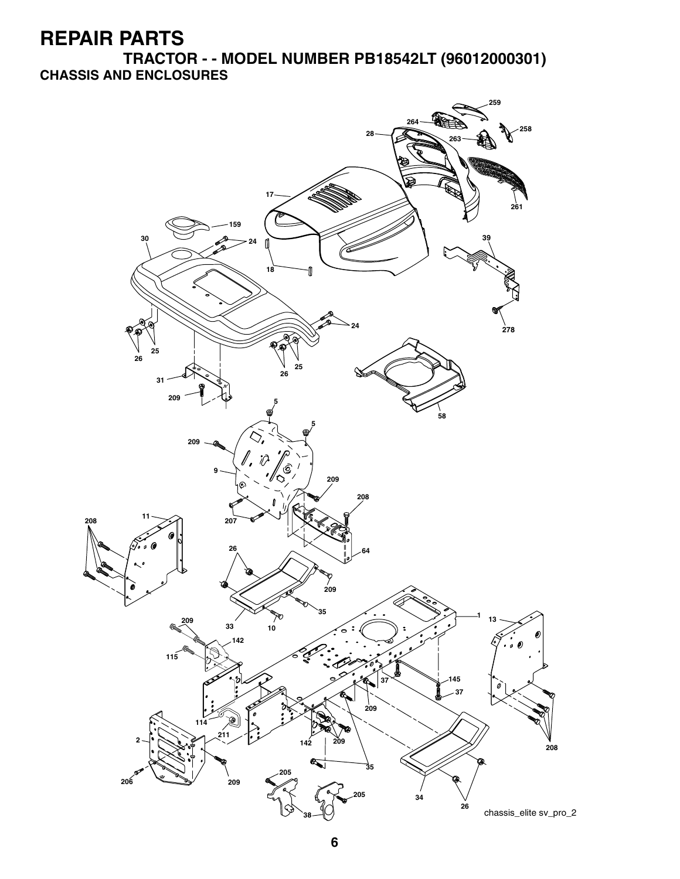# REPAIR PARTS

## TRACTOR - - MODEL NUMBER PB18542LT (96012000301)

### CHASSIS AND ENCLOSURES

chassis_elite sv_pro_2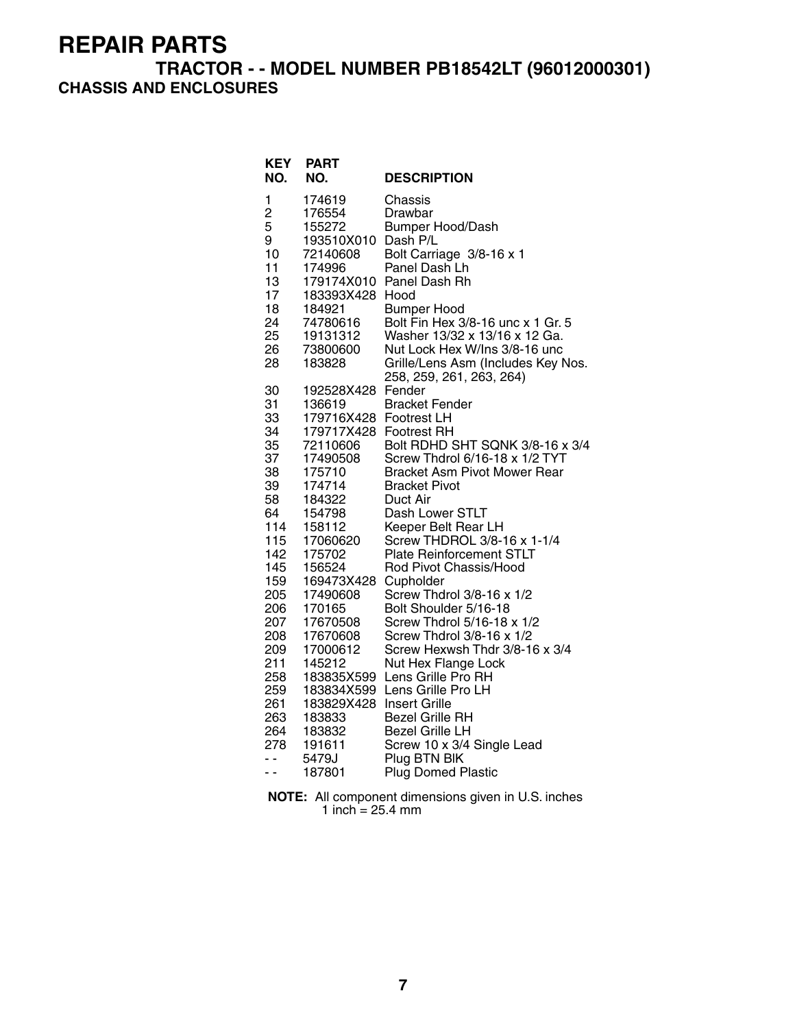# REPAIR PARTS

## TRACTOR - - MODEL NUMBER PB18542LT (96012000301)

### CHASSIS AND ENCLOSURES

| KEY NO. | PART NO. | DESCRIPTION |
|---|---|---|
| 1 | 174619 | Chassis |
| 2 | 176554 | Drawbar |
| 5 | 155272 | Bumper Hood/Dash |
| 9 | 193510X010 | Dash P/L |
| 10 | 72140608 | Bolt Carriage 3/8-16 x 1 |
| 11 | 174996 | Panel Dash Lh |
| 13 | 179174X010 | Panel Dash Rh |
| 17 | 183393X428 | Hood |
| 18 | 184921 | Bumper Hood |
| 24 | 74780616 | Bolt Fin Hex 3/8-16 unc x 1 Gr. 5 |
| 25 | 19131312 | Washer 13/32 x 13/16 x 12 Ga. |
| 26 | 73800600 | Nut Lock Hex W/Ins 3/8-16 unc |
| 28 | 183828 | Grille/Lens Asm (Includes Key Nos. 258, 259, 261, 263, 264) |
| 30 | 192528X428 | Fender |
| 31 | 136619 | Bracket Fender |
| 33 | 179716X428 | Footrest LH |
| 34 | 179717X428 | Footrest RH |
| 35 | 72110606 | Bolt RDHD SHT SQNK 3/8-16 x 3/4 |
| 37 | 17490508 | Screw Thdrol 6/16-18 x 1/2 TYT |
| 38 | 175710 | Bracket Asm Pivot Mower Rear |
| 39 | 174714 | Bracket Pivot |
| 58 | 184322 | Duct Air |
| 64 | 154798 | Dash Lower STLT |
| 114 | 158112 | Keeper Belt Rear LH |
| 115 | 17060620 | Screw THDROL 3/8-16 x 1-1/4 |
| 142 | 175702 | Plate Reinforcement STLT |
| 145 | 156524 | Rod Pivot Chassis/Hood |
| 159 | 169473X428 | Cupholder |
| 205 | 17490608 | Screw Thdrol 3/8-16 x 1/2 |
| 206 | 170165 | Bolt Shoulder 5/16-18 |
| 207 | 17670508 | Screw Thdrol 5/16-18 x 1/2 |
| 208 | 17670608 | Screw Thdrol 3/8-16 x 1/2 |
| 209 | 17000612 | Screw Hexwsh Thdr 3/8-16 x 3/4 |
| 211 | 145212 | Nut Hex Flange Lock |
| 258 | 183835X599 | Lens Grille Pro RH |
| 259 | 183834X599 | Lens Grille Pro LH |
| 261 | 183829X428 | Insert Grille |
| 263 | 183833 | Bezel Grille RH |
| 264 | 183832 | Bezel Grille LH |
| 278 | 191611 | Screw 10 x 3/4 Single Lead |
| - - | 5479J | Plug BTN Blk |
| - - | 187801 | Plug Domed Plastic |

**NOTE:** All component dimensions given in U.S. inches
1 inch = 25.4 mm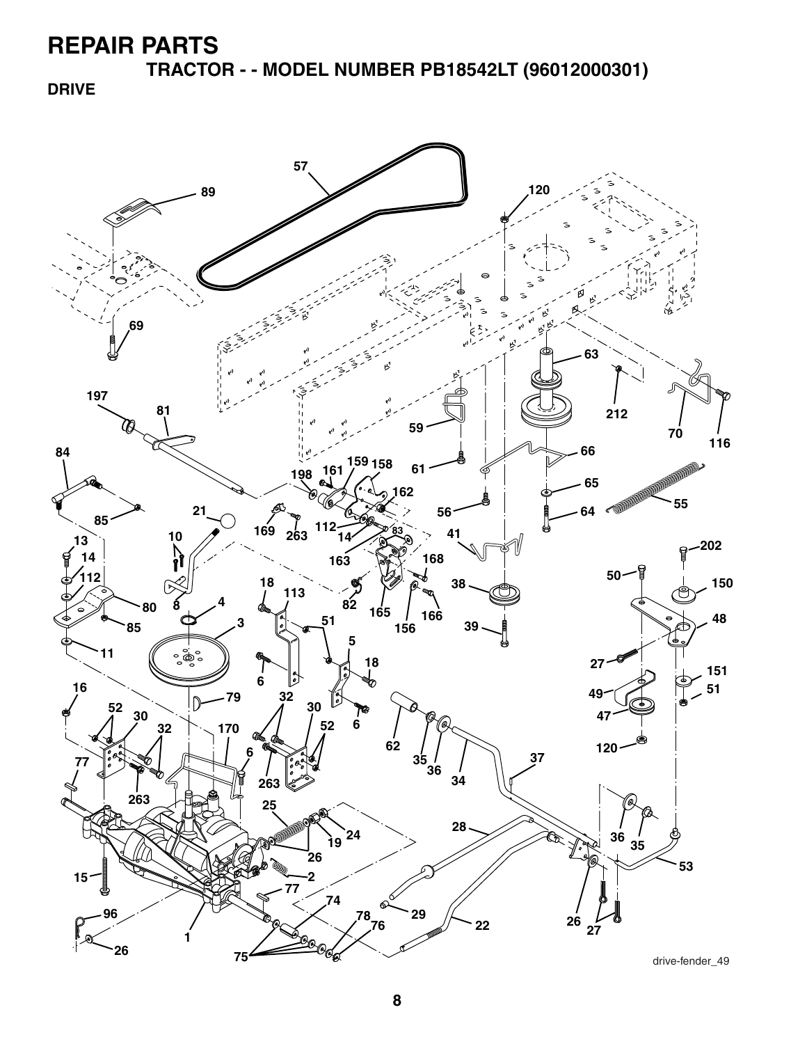# REPAIR PARTS

## TRACTOR - - MODEL NUMBER PB18542LT (96012000301)

### DRIVE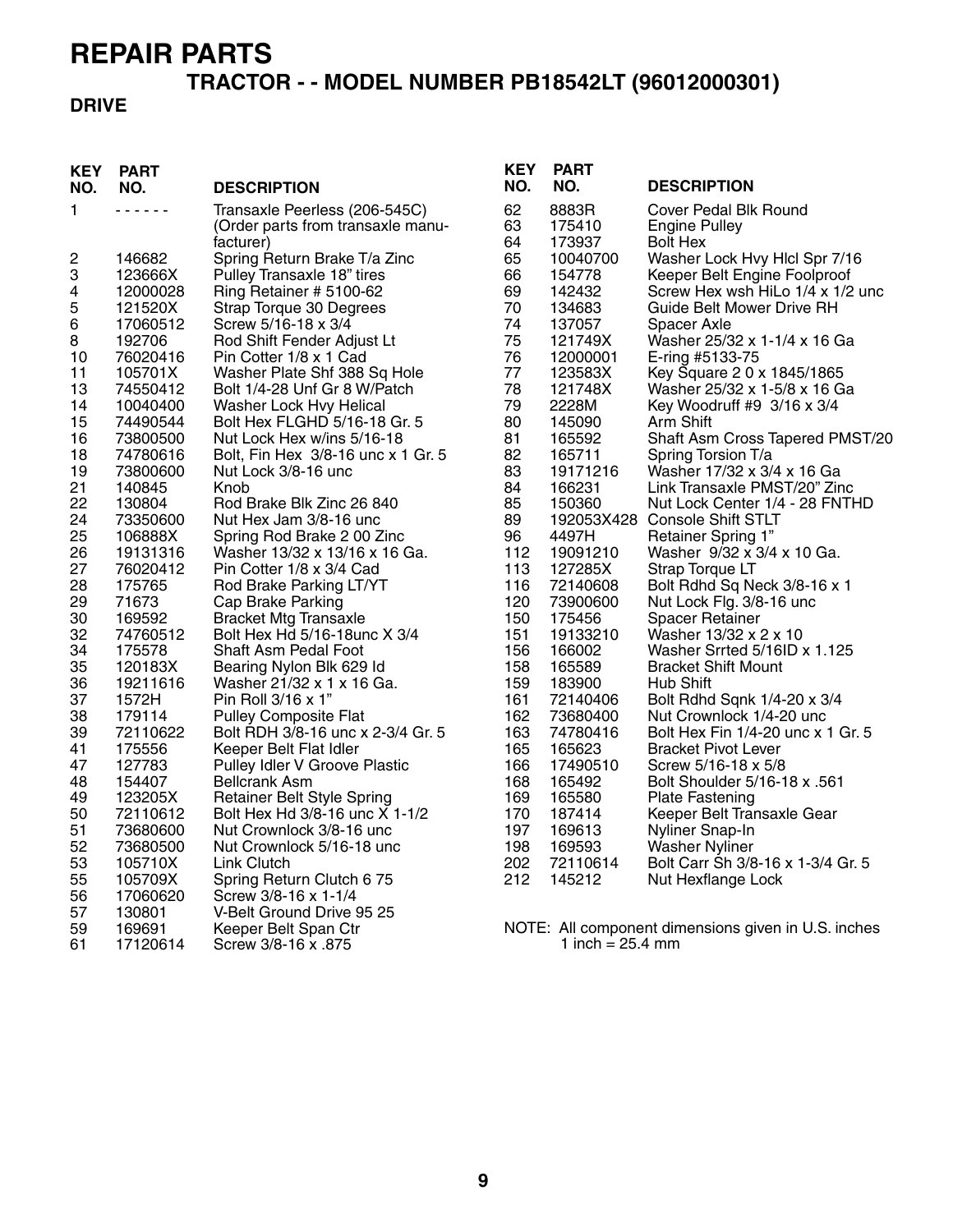# REPAIR PARTS

## TRACTOR - - MODEL NUMBER PB18542LT (96012000301)

### DRIVE

| KEY NO. | PART NO. | DESCRIPTION |
|---|---|---|
| 1 | - - - - - - | Transaxle Peerless (206-545C) (Order parts from transaxle manufacturer) |
| 2 | 146682 | Spring Return Brake T/a Zinc |
| 3 | 123666X | Pulley Transaxle 18" tires |
| 4 | 12000028 | Ring Retainer # 5100-62 |
| 5 | 121520X | Strap Torque 30 Degrees |
| 6 | 17060512 | Screw 5/16-18 x 3/4 |
| 8 | 192706 | Rod Shift Fender Adjust Lt |
| 10 | 76020416 | Pin Cotter 1/8 x 1 Cad |
| 11 | 105701X | Washer Plate Shf 388 Sq Hole |
| 13 | 74550412 | Bolt 1/4-28 Unf Gr 8 W/Patch |
| 14 | 10040400 | Washer Lock Hvy Helical |
| 15 | 74490544 | Bolt Hex FLGHD 5/16-18 Gr. 5 |
| 16 | 73800500 | Nut Lock Hex w/ins 5/16-18 |
| 18 | 74780616 | Bolt, Fin Hex 3/8-16 unc x 1 Gr. 5 |
| 19 | 73800600 | Nut Lock 3/8-16 unc |
| 21 | 140845 | Knob |
| 22 | 130804 | Rod Brake Blk Zinc 26 840 |
| 24 | 73350600 | Nut Hex Jam 3/8-16 unc |
| 25 | 106888X | Spring Rod Brake 2 00 Zinc |
| 26 | 19131316 | Washer 13/32 x 13/16 x 16 Ga. |
| 27 | 76020412 | Pin Cotter 1/8 x 3/4 Cad |
| 28 | 175765 | Rod Brake Parking LT/YT |
| 29 | 71673 | Cap Brake Parking |
| 30 | 169592 | Bracket Mtg Transaxle |
| 32 | 74760512 | Bolt Hex Hd 5/16-18unc X 3/4 |
| 34 | 175578 | Shaft Asm Pedal Foot |
| 35 | 120183X | Bearing Nylon Blk 629 Id |
| 36 | 19211616 | Washer 21/32 x 1 x 16 Ga. |
| 37 | 1572H | Pin Roll 3/16 x 1" |
| 38 | 179114 | Pulley Composite Flat |
| 39 | 72110622 | Bolt RDH 3/8-16 unc x 2-3/4 Gr. 5 |
| 41 | 175556 | Keeper Belt Flat Idler |
| 47 | 127783 | Pulley Idler V Groove Plastic |
| 48 | 154407 | Bellcrank Asm |
| 49 | 123205X | Retainer Belt Style Spring |
| 50 | 72110612 | Bolt Hex Hd 3/8-16 unc X 1-1/2 |
| 51 | 73680600 | Nut Crownlock 3/8-16 unc |
| 52 | 73680500 | Nut Crownlock 5/16-18 unc |
| 53 | 105710X | Link Clutch |
| 55 | 105709X | Spring Return Clutch 6 75 |
| 56 | 17060620 | Screw 3/8-16 x 1-1/4 |
| 57 | 130801 | V-Belt Ground Drive 95 25 |
| 59 | 169691 | Keeper Belt Span Ctr |
| 61 | 17120614 | Screw 3/8-16 x .875 |
| 62 | 8883R | Cover Pedal Blk Round |
| 63 | 175410 | Engine Pulley |
| 64 | 173937 | Bolt Hex |
| 65 | 10040700 | Washer Lock Hvy Hlcl Spr 7/16 |
| 66 | 154778 | Keeper Belt Engine Foolproof |
| 69 | 142432 | Screw Hex wsh HiLo 1/4 x 1/2 unc |
| 70 | 134683 | Guide Belt Mower Drive RH |
| 74 | 137057 | Spacer Axle |
| 75 | 121749X | Washer 25/32 x 1-1/4 x 16 Ga |
| 76 | 12000001 | E-ring #5133-75 |
| 77 | 123583X | Key Square 2 0 x 1845/1865 |
| 78 | 121748X | Washer 25/32 x 1-5/8 x 16 Ga |
| 79 | 2228M | Key Woodruff #9 3/16 x 3/4 |
| 80 | 145090 | Arm Shift |
| 81 | 165592 | Shaft Asm Cross Tapered PMST/20 |
| 82 | 165711 | Spring Torsion T/a |
| 83 | 19171216 | Washer 17/32 x 3/4 x 16 Ga |
| 84 | 166231 | Link Transaxle PMST/20" Zinc |
| 85 | 150360 | Nut Lock Center 1/4 - 28 FNTHD |
| 89 | 192053X428 | Console Shift STLT |
| 96 | 4497H | Retainer Spring 1" |
| 112 | 19091210 | Washer 9/32 x 3/4 x 10 Ga. |
| 113 | 127285X | Strap Torque LT |
| 116 | 72140608 | Bolt Rdhd Sq Neck 3/8-16 x 1 |
| 120 | 73900600 | Nut Lock Flg. 3/8-16 unc |
| 150 | 175456 | Spacer Retainer |
| 151 | 19133210 | Washer 13/32 x 2 x 10 |
| 156 | 166002 | Washer Srrted 5/16ID x 1.125 |
| 158 | 165589 | Bracket Shift Mount |
| 159 | 183900 | Hub Shift |
| 161 | 72140406 | Bolt Rdhd Sqnk 1/4-20 x 3/4 |
| 162 | 73680400 | Nut Crownlock 1/4-20 unc |
| 163 | 74780416 | Bolt Hex Fin 1/4-20 unc x 1 Gr. 5 |
| 165 | 165623 | Bracket Pivot Lever |
| 166 | 17490510 | Screw 5/16-18 x 5/8 |
| 168 | 165492 | Bolt Shoulder 5/16-18 x .561 |
| 169 | 165580 | Plate Fastening |
| 170 | 187414 | Keeper Belt Transaxle Gear |
| 197 | 169613 | Nyliner Snap-In |
| 198 | 169593 | Washer Nyliner |
| 202 | 72110614 | Bolt Carr Sh 3/8-16 x 1-3/4 Gr. 5 |
| 212 | 145212 | Nut Hexflange Lock |

NOTE: All component dimensions given in U.S. inches
1 inch = 25.4 mm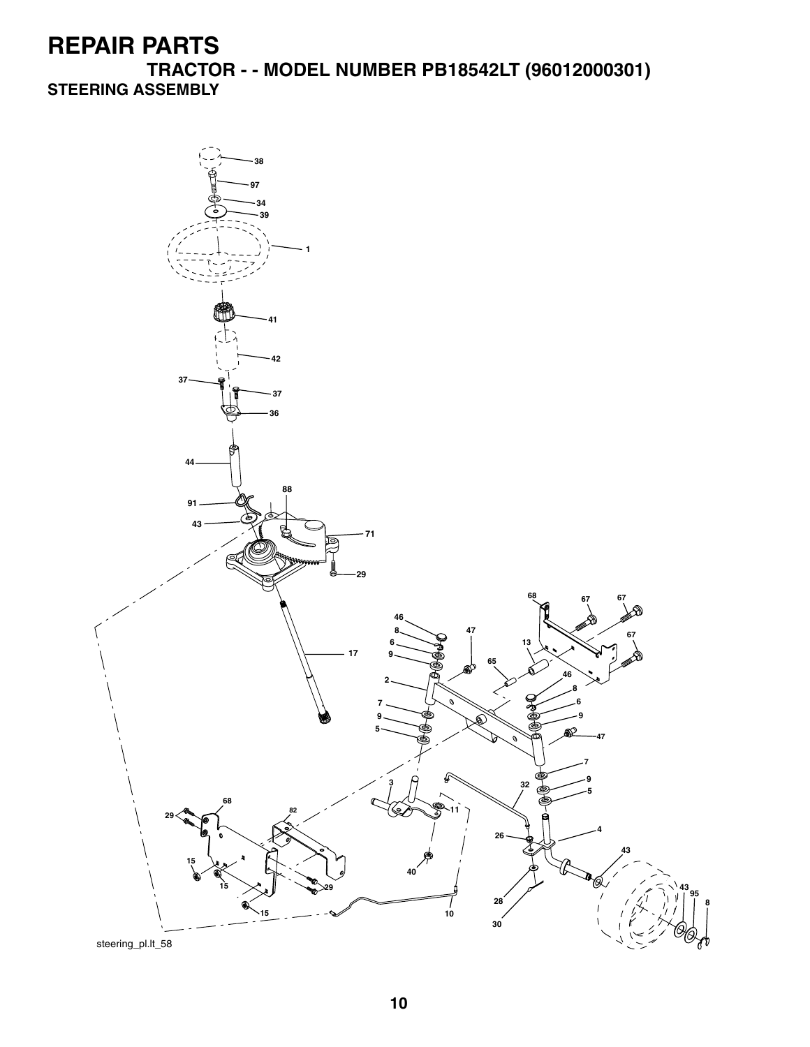# REPAIR PARTS

## TRACTOR - - MODEL NUMBER PB18542LT (96012000301)

### STEERING ASSEMBLY

38
97
34
39
1
41
42
37
37
36
44
88
91
43
71
29
17
68
67
67
46
47
67
8
6
13
9
65
2
46
8
6
7
9
9
5
47
7
3
32
9
5
68
11
29
82
4
26
43
15
40
29
15
43
95
8
28
10
15
30

steering_pl.lt_58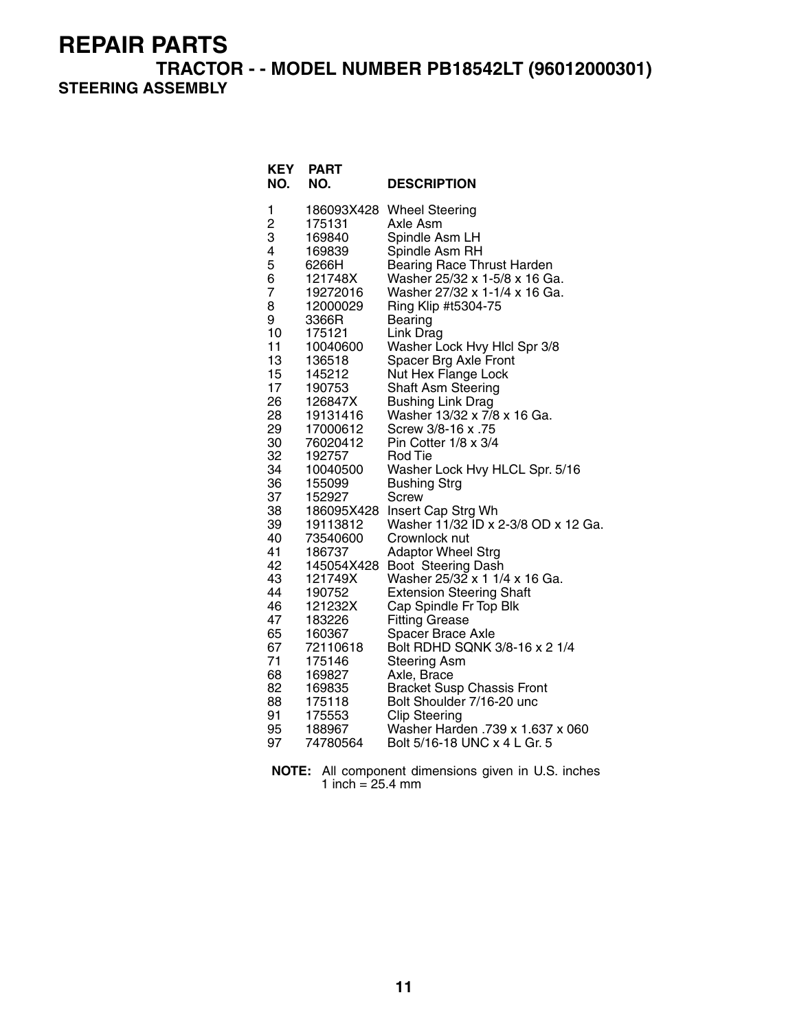# REPAIR PARTS

## TRACTOR - - MODEL NUMBER PB18542LT (96012000301)

### STEERING ASSEMBLY

| KEY NO. | PART NO. | DESCRIPTION |
|---|---|---|
| 1 | 186093X428 | Wheel Steering |
| 2 | 175131 | Axle Asm |
| 3 | 169840 | Spindle Asm LH |
| 4 | 169839 | Spindle Asm RH |
| 5 | 6266H | Bearing Race Thrust Harden |
| 6 | 121748X | Washer 25/32 x 1-5/8 x 16 Ga. |
| 7 | 19272016 | Washer 27/32 x 1-1/4 x 16 Ga. |
| 8 | 12000029 | Ring Klip #t5304-75 |
| 9 | 3366R | Bearing |
| 10 | 175121 | Link Drag |
| 11 | 10040600 | Washer Lock Hvy Hlcl Spr 3/8 |
| 13 | 136518 | Spacer Brg Axle Front |
| 15 | 145212 | Nut Hex Flange Lock |
| 17 | 190753 | Shaft Asm Steering |
| 26 | 126847X | Bushing Link Drag |
| 28 | 19131416 | Washer 13/32 x 7/8 x 16 Ga. |
| 29 | 17000612 | Screw 3/8-16 x .75 |
| 30 | 76020412 | Pin Cotter 1/8 x 3/4 |
| 32 | 192757 | Rod Tie |
| 34 | 10040500 | Washer Lock Hvy HLCL Spr. 5/16 |
| 36 | 155099 | Bushing Strg |
| 37 | 152927 | Screw |
| 38 | 186095X428 | Insert Cap Strg Wh |
| 39 | 19113812 | Washer 11/32 ID x 2-3/8 OD x 12 Ga. |
| 40 | 73540600 | Crownlock nut |
| 41 | 186737 | Adaptor Wheel Strg |
| 42 | 145054X428 | Boot Steering Dash |
| 43 | 121749X | Washer 25/32 x 1 1/4 x 16 Ga. |
| 44 | 190752 | Extension Steering Shaft |
| 46 | 121232X | Cap Spindle Fr Top Blk |
| 47 | 183226 | Fitting Grease |
| 65 | 160367 | Spacer Brace Axle |
| 67 | 72110618 | Bolt RDHD SQNK 3/8-16 x 2 1/4 |
| 71 | 175146 | Steering Asm |
| 68 | 169827 | Axle, Brace |
| 82 | 169835 | Bracket Susp Chassis Front |
| 88 | 175118 | Bolt Shoulder 7/16-20 unc |
| 91 | 175553 | Clip Steering |
| 95 | 188967 | Washer Harden .739 x 1.637 x 060 |
| 97 | 74780564 | Bolt 5/16-18 UNC x 4 L Gr. 5 |

**NOTE:** All component dimensions given in U.S. inches
1 inch = 25.4 mm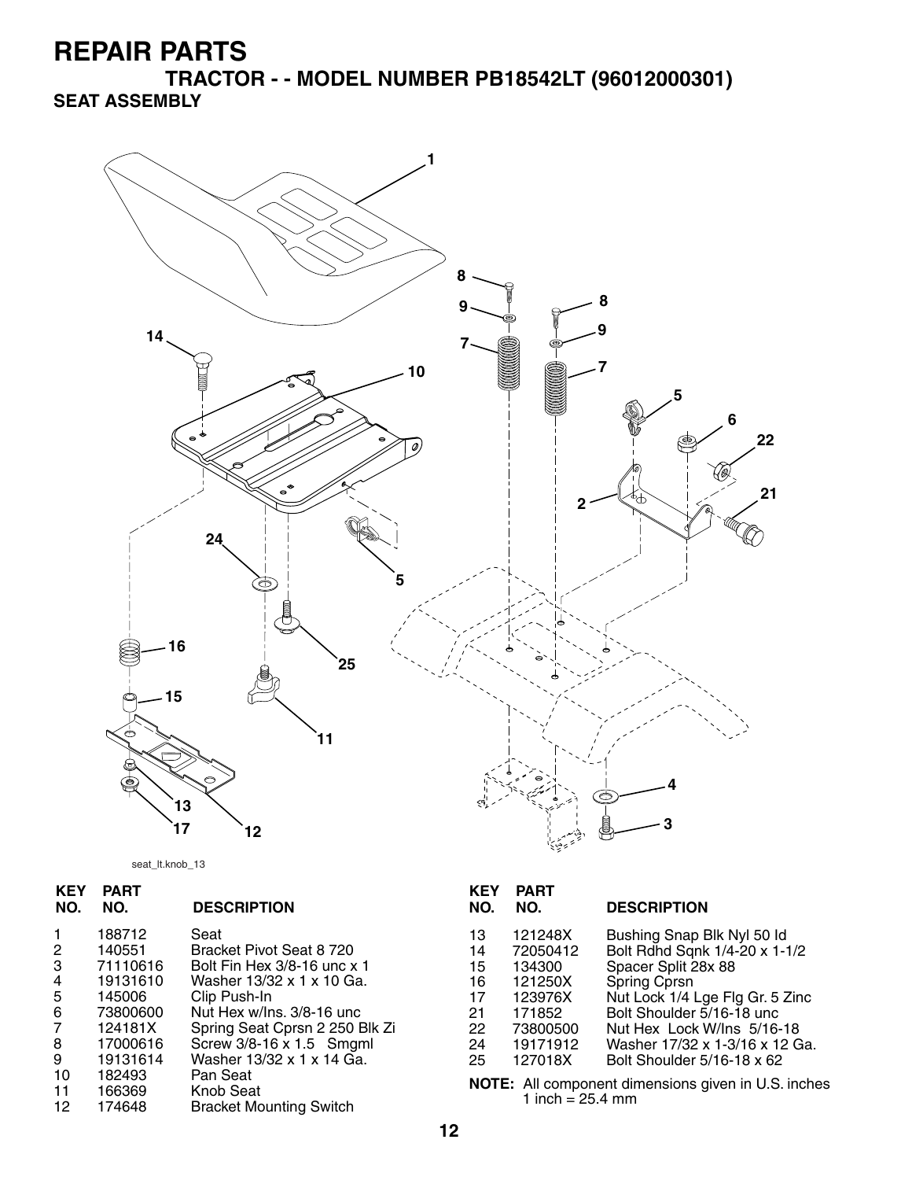# REPAIR PARTS

## TRACTOR - - MODEL NUMBER PB18542LT (96012000301)

### SEAT ASSEMBLY

seat_lt.knob_13

| KEY NO. | PART NO. | DESCRIPTION |
|---|---|---|
| 1 | 188712 | Seat |
| 2 | 140551 | Bracket Pivot Seat 8 720 |
| 3 | 71110616 | Bolt Fin Hex 3/8-16 unc x 1 |
| 4 | 19131610 | Washer 13/32 x 1 x 10 Ga. |
| 5 | 145006 | Clip Push-In |
| 6 | 73800600 | Nut Hex w/Ins. 3/8-16 unc |
| 7 | 124181X | Spring Seat Cprsn 2 250 Blk Zi |
| 8 | 17000616 | Screw 3/8-16 x 1.5 Smgml |
| 9 | 19131614 | Washer 13/32 x 1 x 14 Ga. |
| 10 | 182493 | Pan Seat |
| 11 | 166369 | Knob Seat |
| 12 | 174648 | Bracket Mounting Switch |
| 13 | 121248X | Bushing Snap Blk Nyl 50 Id |
| 14 | 72050412 | Bolt Rdhd Sqnk 1/4-20 x 1-1/2 |
| 15 | 134300 | Spacer Split 28x 88 |
| 16 | 121250X | Spring Cprsn |
| 17 | 123976X | Nut Lock 1/4 Lge Flg Gr. 5 Zinc |
| 21 | 171852 | Bolt Shoulder 5/16-18 unc |
| 22 | 73800500 | Nut Hex Lock W/Ins 5/16-18 |
| 24 | 19171912 | Washer 17/32 x 1-3/16 x 12 Ga. |
| 25 | 127018X | Bolt Shoulder 5/16-18 x 62 |

**NOTE:** All component dimensions given in U.S. inches
1 inch = 25.4 mm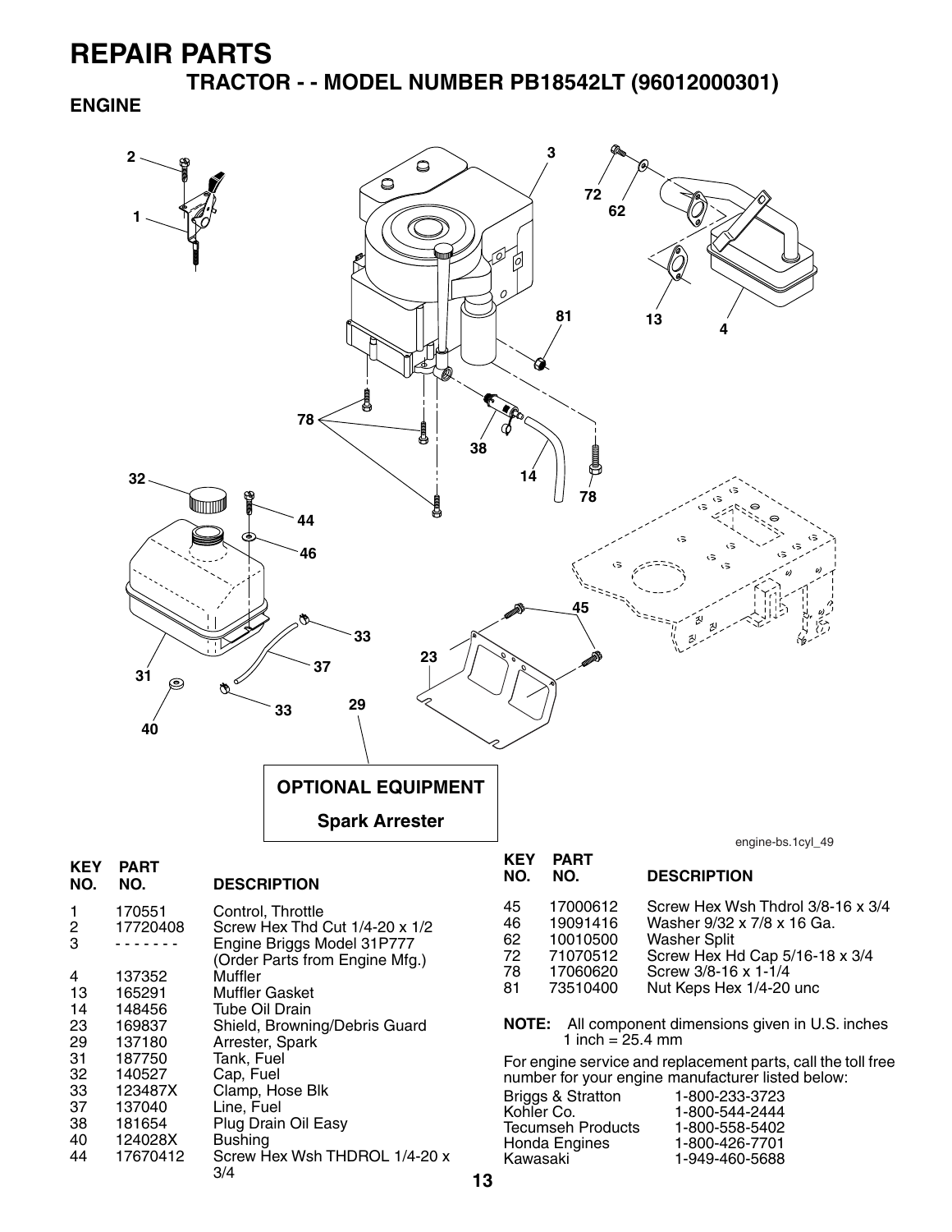# REPAIR PARTS

## TRACTOR - - MODEL NUMBER PB18542LT (96012000301)

### ENGINE

OPTIONAL EQUIPMENT

Spark Arrester

engine-bs.1cyl_49

| KEY NO. | PART NO. | DESCRIPTION |
|---|---|---|
| 1 | 170551 | Control, Throttle |
| 2 | 17720408 | Screw Hex Thd Cut 1/4-20 x 1/2 |
| 3 | - - - - - - - | Engine Briggs Model 31P777 (Order Parts from Engine Mfg.) |
| 4 | 137352 | Muffler |
| 13 | 165291 | Muffler Gasket |
| 14 | 148456 | Tube Oil Drain |
| 23 | 169837 | Shield, Browning/Debris Guard |
| 29 | 137180 | Arrester, Spark |
| 31 | 187750 | Tank, Fuel |
| 32 | 140527 | Cap, Fuel |
| 33 | 123487X | Clamp, Hose Blk |
| 37 | 137040 | Line, Fuel |
| 38 | 181654 | Plug Drain Oil Easy |
| 40 | 124028X | Bushing |
| 44 | 17670412 | Screw Hex Wsh THDROL 1/4-20 x 3/4 |
| 45 | 17000612 | Screw Hex Wsh Thdrol 3/8-16 x 3/4 |
| 46 | 19091416 | Washer 9/32 x 7/8 x 16 Ga. |
| 62 | 10010500 | Washer Split |
| 72 | 71070512 | Screw Hex Hd Cap 5/16-18 x 3/4 |
| 78 | 17060620 | Screw 3/8-16 x 1-1/4 |
| 81 | 73510400 | Nut Keps Hex 1/4-20 unc |

**NOTE:** All component dimensions given in U.S. inches
1 inch = 25.4 mm

For engine service and replacement parts, call the toll free number for your engine manufacturer listed below:

| | |
|---|---|
| Briggs & Stratton | 1-800-233-3723 |
| Kohler Co. | 1-800-544-2444 |
| Tecumseh Products | 1-800-558-5402 |
| Honda Engines | 1-800-426-7701 |
| Kawasaki | 1-949-460-5688 |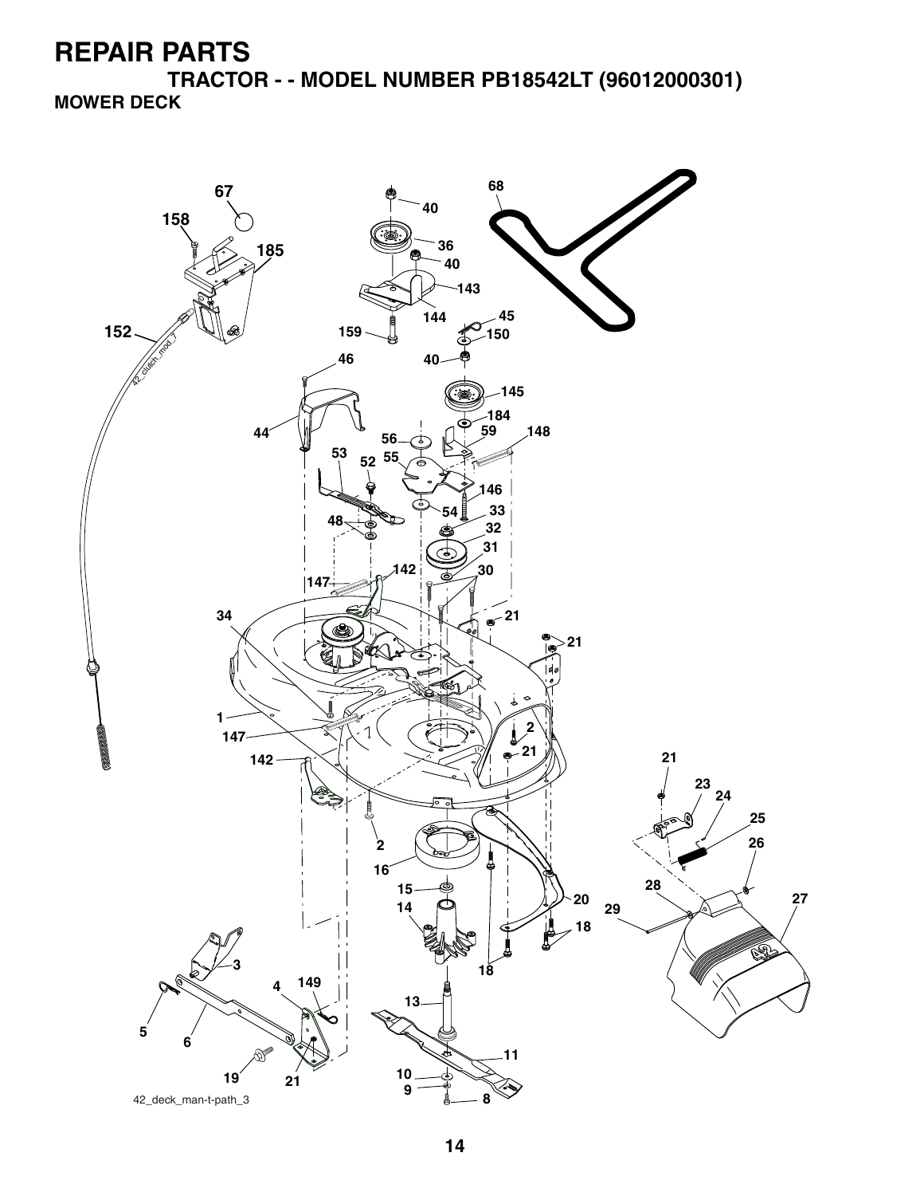# REPAIR PARTS

## TRACTOR - - MODEL NUMBER PB18542LT (96012000301)

### MOWER DECK

67 158 185 152 40 36 40 143 144 45 159 150 40 145 184 68 46 44 56 59 148 53 52 55 146 48 54 33 32 31 147 142 30 34 21 21 1 147 2 142 21 21 23 24 25 2 26 16 15 28 27 14 20 29 18 18 3 4 149 13 5 6 11 19 21 10 9 8

42_deck_man-t-path_3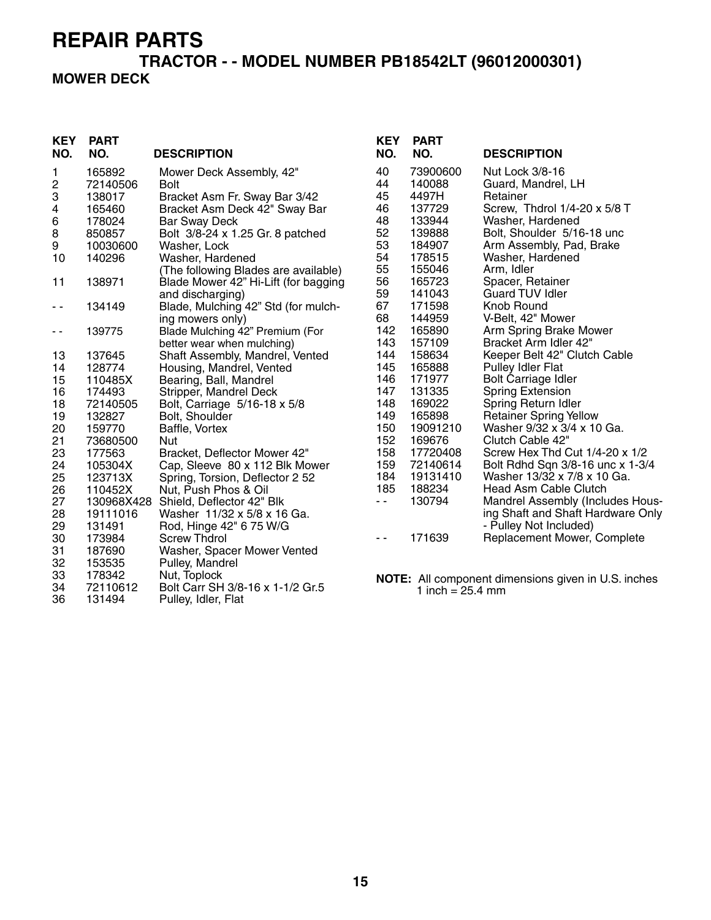# REPAIR PARTS

## TRACTOR - - MODEL NUMBER PB18542LT (96012000301)

### MOWER DECK

| KEY NO. | PART NO. | DESCRIPTION |
|---|---|---|
| 1 | 165892 | Mower Deck Assembly, 42" |
| 2 | 72140506 | Bolt |
| 3 | 138017 | Bracket Asm Fr. Sway Bar 3/42 |
| 4 | 165460 | Bracket Asm Deck 42" Sway Bar |
| 6 | 178024 | Bar Sway Deck |
| 8 | 850857 | Bolt 3/8-24 x 1.25 Gr. 8 patched |
| 9 | 10030600 | Washer, Lock |
| 10 | 140296 | Washer, Hardened |
| | | (The following Blades are available) |
| 11 | 138971 | Blade Mower 42" Hi-Lift (for bagging and discharging) |
| - - | 134149 | Blade, Mulching 42" Std (for mulching mowers only) |
| - - | 139775 | Blade Mulching 42" Premium (For better wear when mulching) |
| 13 | 137645 | Shaft Assembly, Mandrel, Vented |
| 14 | 128774 | Housing, Mandrel, Vented |
| 15 | 110485X | Bearing, Ball, Mandrel |
| 16 | 174493 | Stripper, Mandrel Deck |
| 18 | 72140505 | Bolt, Carriage 5/16-18 x 5/8 |
| 19 | 132827 | Bolt, Shoulder |
| 20 | 159770 | Baffle, Vortex |
| 21 | 73680500 | Nut |
| 23 | 177563 | Bracket, Deflector Mower 42" |
| 24 | 105304X | Cap, Sleeve 80 x 112 Blk Mower |
| 25 | 123713X | Spring, Torsion, Deflector 2 52 |
| 26 | 110452X | Nut, Push Phos & Oil |
| 27 | 130968X428 | Shield, Deflector 42" Blk |
| 28 | 19111016 | Washer 11/32 x 5/8 x 16 Ga. |
| 29 | 131491 | Rod, Hinge 42" 6 75 W/G |
| 30 | 173984 | Screw Thdrol |
| 31 | 187690 | Washer, Spacer Mower Vented |
| 32 | 153535 | Pulley, Mandrel |
| 33 | 178342 | Nut, Toplock |
| 34 | 72110612 | Bolt Carr SH 3/8-16 x 1-1/2 Gr.5 |
| 36 | 131494 | Pulley, Idler, Flat |
| 40 | 73900600 | Nut Lock 3/8-16 |
| 44 | 140088 | Guard, Mandrel, LH |
| 45 | 4497H | Retainer |
| 46 | 137729 | Screw, Thdrol 1/4-20 x 5/8 T |
| 48 | 133944 | Washer, Hardened |
| 52 | 139888 | Bolt, Shoulder 5/16-18 unc |
| 53 | 184907 | Arm Assembly, Pad, Brake |
| 54 | 178515 | Washer, Hardened |
| 55 | 155046 | Arm, Idler |
| 56 | 165723 | Spacer, Retainer |
| 59 | 141043 | Guard TUV Idler |
| 67 | 171598 | Knob Round |
| 68 | 144959 | V-Belt, 42" Mower |
| 142 | 165890 | Arm Spring Brake Mower |
| 143 | 157109 | Bracket Arm Idler 42" |
| 144 | 158634 | Keeper Belt 42" Clutch Cable |
| 145 | 165888 | Pulley Idler Flat |
| 146 | 171977 | Bolt Carriage Idler |
| 147 | 131335 | Spring Extension |
| 148 | 169022 | Spring Return Idler |
| 149 | 165898 | Retainer Spring Yellow |
| 150 | 19091210 | Washer 9/32 x 3/4 x 10 Ga. |
| 152 | 169676 | Clutch Cable 42" |
| 158 | 17720408 | Screw Hex Thd Cut 1/4-20 x 1/2 |
| 159 | 72140614 | Bolt Rdhd Sqn 3/8-16 unc x 1-3/4 |
| 184 | 19131410 | Washer 13/32 x 7/8 x 10 Ga. |
| 185 | 188234 | Head Asm Cable Clutch |
| - - | 130794 | Mandrel Assembly (Includes Housing Shaft and Shaft Hardware Only - Pulley Not Included) |
| - - | 171639 | Replacement Mower, Complete |

**NOTE:** All component dimensions given in U.S. inches
1 inch = 25.4 mm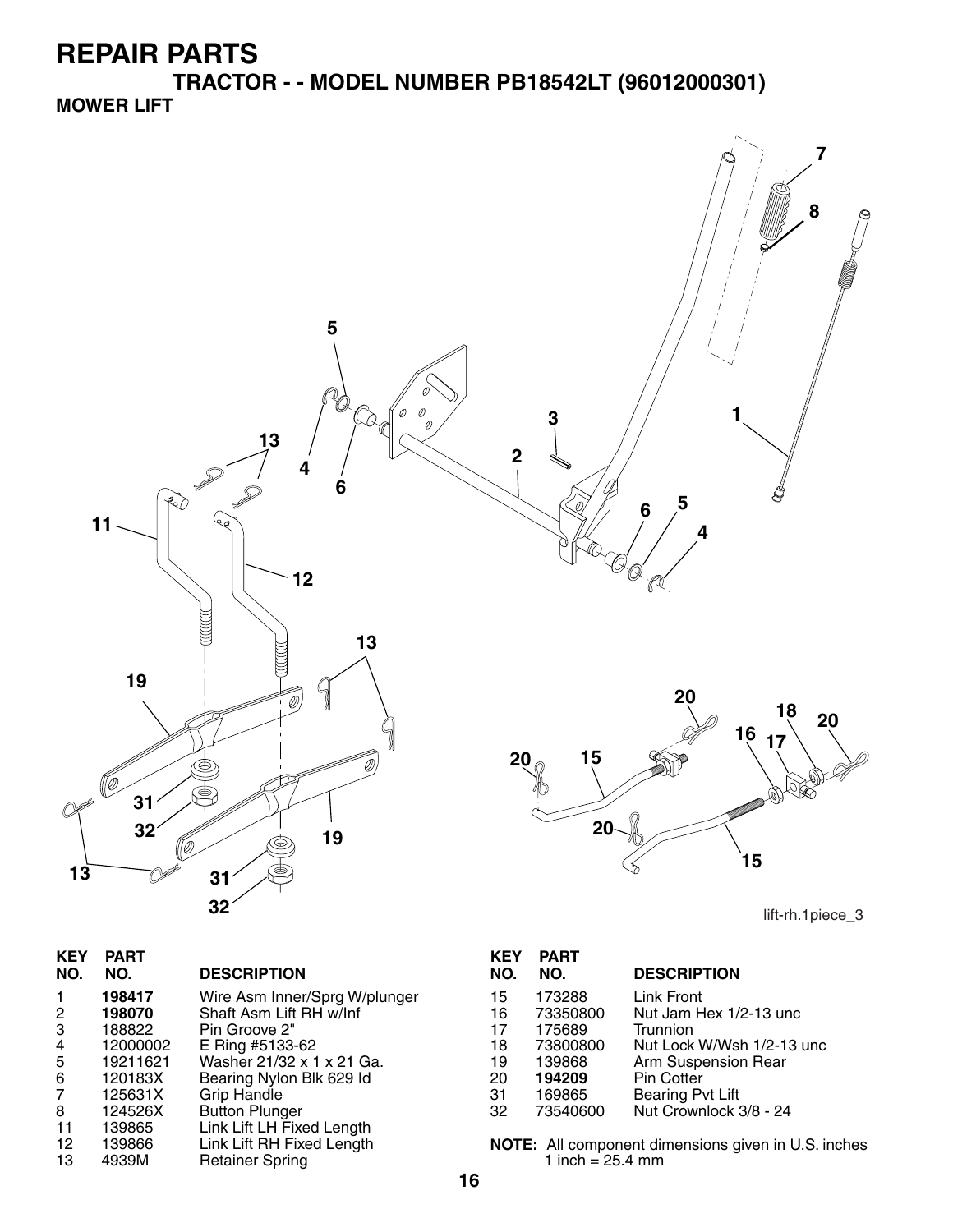# REPAIR PARTS

## TRACTOR - - MODEL NUMBER PB18542LT (96012000301)

### MOWER LIFT

lift-rh.1piece_3

| KEY NO. | PART NO. | DESCRIPTION |
|---|---|---|
| 1 | **198417** | Wire Asm Inner/Sprg W/plunger |
| 2 | **198070** | Shaft Asm Lift RH w/Inf |
| 3 | 188822 | Pin Groove 2" |
| 4 | 12000002 | E Ring #5133-62 |
| 5 | 19211621 | Washer 21/32 x 1 x 21 Ga. |
| 6 | 120183X | Bearing Nylon Blk 629 Id |
| 7 | 125631X | Grip Handle |
| 8 | 124526X | Button Plunger |
| 11 | 139865 | Link Lift LH Fixed Length |
| 12 | 139866 | Link Lift RH Fixed Length |
| 13 | 4939M | Retainer Spring |
| 15 | 173288 | Link Front |
| 16 | 73350800 | Nut Jam Hex 1/2-13 unc |
| 17 | 175689 | Trunnion |
| 18 | 73800800 | Nut Lock W/Wsh 1/2-13 unc |
| 19 | 139868 | Arm Suspension Rear |
| 20 | **194209** | Pin Cotter |
| 31 | 169865 | Bearing Pvt Lift |
| 32 | 73540600 | Nut Crownlock 3/8 - 24 |

**NOTE:** All component dimensions given in U.S. inches
1 inch = 25.4 mm